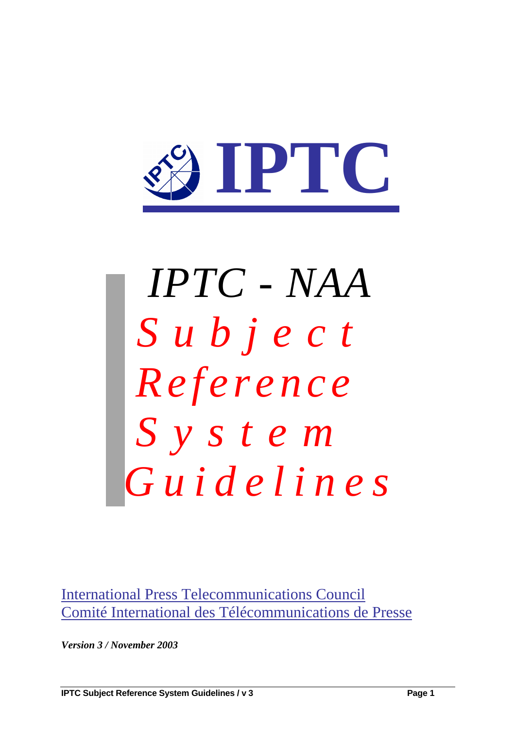# IPTC

# *IPTC - NAA*

# *Subject Reference System Guidelines*

International Press Telecommunications Council
Comité International des Télécommunications de Presse

***Version 3 / November 2003***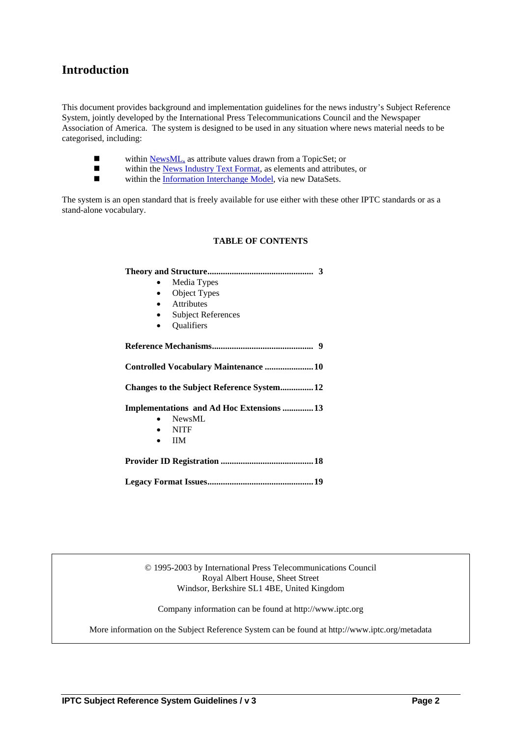# Introduction

This document provides background and implementation guidelines for the news industry's Subject Reference System, jointly developed by the International Press Telecommunications Council and the Newspaper Association of America. The system is designed to be used in any situation where news material needs to be categorised, including:

- within NewsML, as attribute values drawn from a TopicSet; or
- within the News Industry Text Format, as elements and attributes, or
- within the Information Interchange Model, via new DataSets.

The system is an open standard that is freely available for use either with these other IPTC standards or as a stand-alone vocabulary.

**TABLE OF CONTENTS**

**Theory and Structure............................................... 3**

- Media Types
- Object Types
- Attributes
- Subject References
- Qualifiers

**Reference Mechanisms............................................. 9**

**Controlled Vocabulary Maintenance ...................... 10**

**Changes to the Subject Reference System............... 12**

**Implementations and Ad Hoc Extensions ............. 13**

- NewsML
- NITF
- IIM

**Provider ID Registration .......................................... 18**

**Legacy Format Issues............................................... 19**

© 1995-2003 by International Press Telecommunications Council
Royal Albert House, Sheet Street
Windsor, Berkshire SL1 4BE, United Kingdom

Company information can be found at http://www.iptc.org

More information on the Subject Reference System can be found at http://www.iptc.org/metadata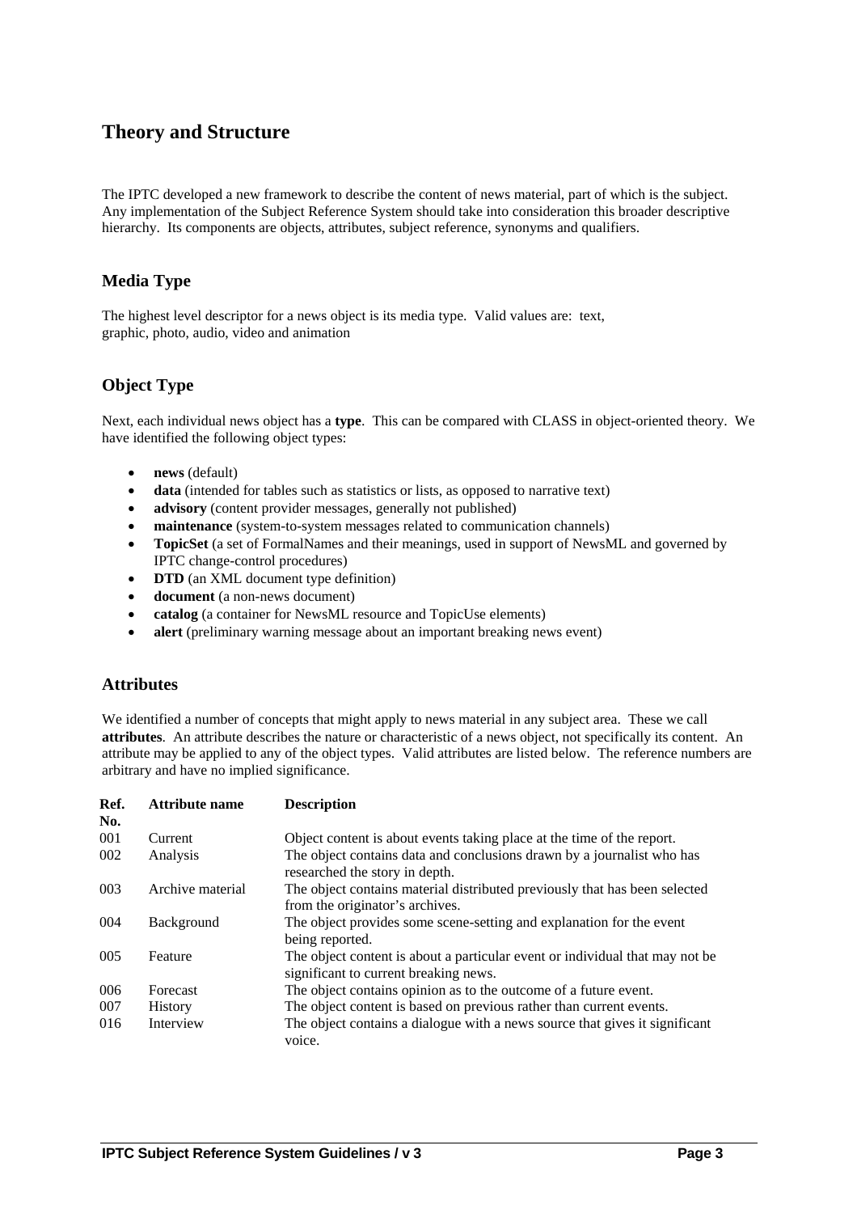# Theory and Structure

The IPTC developed a new framework to describe the content of news material, part of which is the subject. Any implementation of the Subject Reference System should take into consideration this broader descriptive hierarchy. Its components are objects, attributes, subject reference, synonyms and qualifiers.

## Media Type

The highest level descriptor for a news object is its media type. Valid values are: text, graphic, photo, audio, video and animation

## Object Type

Next, each individual news object has a **type**. This can be compared with CLASS in object-oriented theory. We have identified the following object types:

- **news** (default)
- **data** (intended for tables such as statistics or lists, as opposed to narrative text)
- **advisory** (content provider messages, generally not published)
- **maintenance** (system-to-system messages related to communication channels)
- **TopicSet** (a set of FormalNames and their meanings, used in support of NewsML and governed by IPTC change-control procedures)
- **DTD** (an XML document type definition)
- **document** (a non-news document)
- **catalog** (a container for NewsML resource and TopicUse elements)
- **alert** (preliminary warning message about an important breaking news event)

## Attributes

We identified a number of concepts that might apply to news material in any subject area. These we call **attributes**. An attribute describes the nature or characteristic of a news object, not specifically its content. An attribute may be applied to any of the object types. Valid attributes are listed below. The reference numbers are arbitrary and have no implied significance.

| Ref. No. | Attribute name | Description |
|---|---|---|
| 001 | Current | Object content is about events taking place at the time of the report. |
| 002 | Analysis | The object contains data and conclusions drawn by a journalist who has researched the story in depth. |
| 003 | Archive material | The object contains material distributed previously that has been selected from the originator's archives. |
| 004 | Background | The object provides some scene-setting and explanation for the event being reported. |
| 005 | Feature | The object content is about a particular event or individual that may not be significant to current breaking news. |
| 006 | Forecast | The object contains opinion as to the outcome of a future event. |
| 007 | History | The object content is based on previous rather than current events. |
| 016 | Interview | The object contains a dialogue with a news source that gives it significant voice. |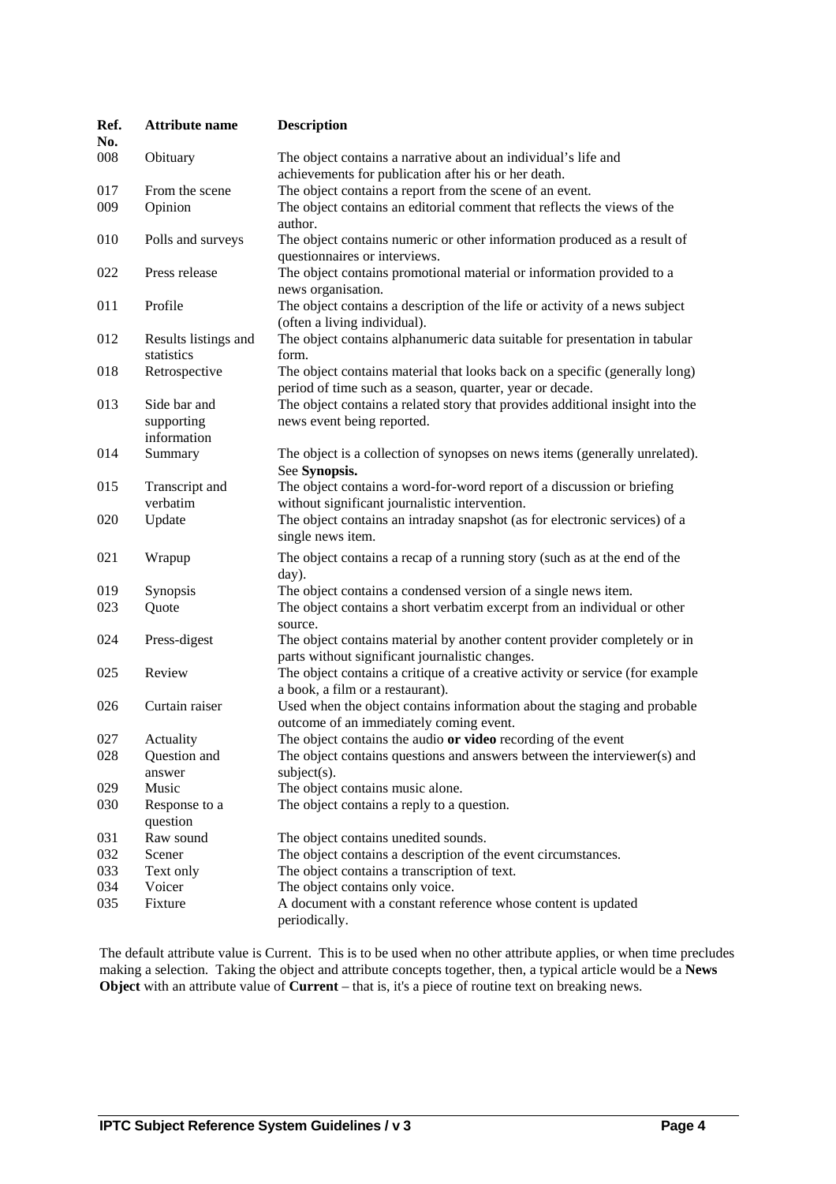| Ref. No. | Attribute name | Description |
|---|---|---|
| 008 | Obituary | The object contains a narrative about an individual's life and achievements for publication after his or her death. |
| 017 | From the scene | The object contains a report from the scene of an event. |
| 009 | Opinion | The object contains an editorial comment that reflects the views of the author. |
| 010 | Polls and surveys | The object contains numeric or other information produced as a result of questionnaires or interviews. |
| 022 | Press release | The object contains promotional material or information provided to a news organisation. |
| 011 | Profile | The object contains a description of the life or activity of a news subject (often a living individual). |
| 012 | Results listings and statistics | The object contains alphanumeric data suitable for presentation in tabular form. |
| 018 | Retrospective | The object contains material that looks back on a specific (generally long) period of time such as a season, quarter, year or decade. |
| 013 | Side bar and supporting information | The object contains a related story that provides additional insight into the news event being reported. |
| 014 | Summary | The object is a collection of synopses on news items (generally unrelated). See **Synopsis.** |
| 015 | Transcript and verbatim | The object contains a word-for-word report of a discussion or briefing without significant journalistic intervention. |
| 020 | Update | The object contains an intraday snapshot (as for electronic services) of a single news item. |
| 021 | Wrapup | The object contains a recap of a running story (such as at the end of the day). |
| 019 | Synopsis | The object contains a condensed version of a single news item. |
| 023 | Quote | The object contains a short verbatim excerpt from an individual or other source. |
| 024 | Press-digest | The object contains material by another content provider completely or in parts without significant journalistic changes. |
| 025 | Review | The object contains a critique of a creative activity or service (for example a book, a film or a restaurant). |
| 026 | Curtain raiser | Used when the object contains information about the staging and probable outcome of an immediately coming event. |
| 027 | Actuality | The object contains the audio **or video** recording of the event |
| 028 | Question and answer | The object contains questions and answers between the interviewer(s) and subject(s). |
| 029 | Music | The object contains music alone. |
| 030 | Response to a question | The object contains a reply to a question. |
| 031 | Raw sound | The object contains unedited sounds. |
| 032 | Scener | The object contains a description of the event circumstances. |
| 033 | Text only | The object contains a transcription of text. |
| 034 | Voicer | The object contains only voice. |
| 035 | Fixture | A document with a constant reference whose content is updated periodically. |

The default attribute value is Current. This is to be used when no other attribute applies, or when time precludes making a selection. Taking the object and attribute concepts together, then, a typical article would be a **News Object** with an attribute value of **Current** – that is, it's a piece of routine text on breaking news.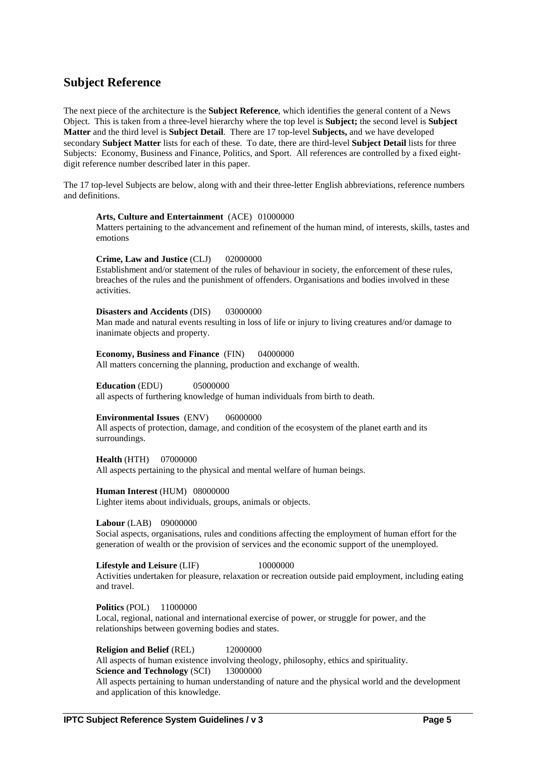## Subject Reference

The next piece of the architecture is the **Subject Reference**, which identifies the general content of a News Object. This is taken from a three-level hierarchy where the top level is **Subject;** the second level is **Subject Matter** and the third level is **Subject Detail**. There are 17 top-level **Subjects,** and we have developed secondary **Subject Matter** lists for each of these. To date, there are third-level **Subject Detail** lists for three Subjects: Economy, Business and Finance, Politics, and Sport. All references are controlled by a fixed eight-digit reference number described later in this paper.

The 17 top-level Subjects are below, along with and their three-letter English abbreviations, reference numbers and definitions.

**Arts, Culture and Entertainment** (ACE) 01000000
Matters pertaining to the advancement and refinement of the human mind, of interests, skills, tastes and emotions

**Crime, Law and Justice** (CLJ) 02000000
Establishment and/or statement of the rules of behaviour in society, the enforcement of these rules, breaches of the rules and the punishment of offenders. Organisations and bodies involved in these activities.

**Disasters and Accidents** (DIS) 03000000
Man made and natural events resulting in loss of life or injury to living creatures and/or damage to inanimate objects and property.

**Economy, Business and Finance** (FIN) 04000000
All matters concerning the planning, production and exchange of wealth.

**Education** (EDU) 05000000
all aspects of furthering knowledge of human individuals from birth to death.

**Environmental Issues** (ENV) 06000000
All aspects of protection, damage, and condition of the ecosystem of the planet earth and its surroundings.

**Health** (HTH) 07000000
All aspects pertaining to the physical and mental welfare of human beings.

**Human Interest** (HUM) 08000000
Lighter items about individuals, groups, animals or objects.

**Labour** (LAB) 09000000
Social aspects, organisations, rules and conditions affecting the employment of human effort for the generation of wealth or the provision of services and the economic support of the unemployed.

**Lifestyle and Leisure** (LIF) 10000000
Activities undertaken for pleasure, relaxation or recreation outside paid employment, including eating and travel.

**Politics** (POL) 11000000
Local, regional, national and international exercise of power, or struggle for power, and the relationships between governing bodies and states.

**Religion and Belief** (REL) 12000000
All aspects of human existence involving theology, philosophy, ethics and spirituality.

**Science and Technology** (SCI) 13000000
All aspects pertaining to human understanding of nature and the physical world and the development and application of this knowledge.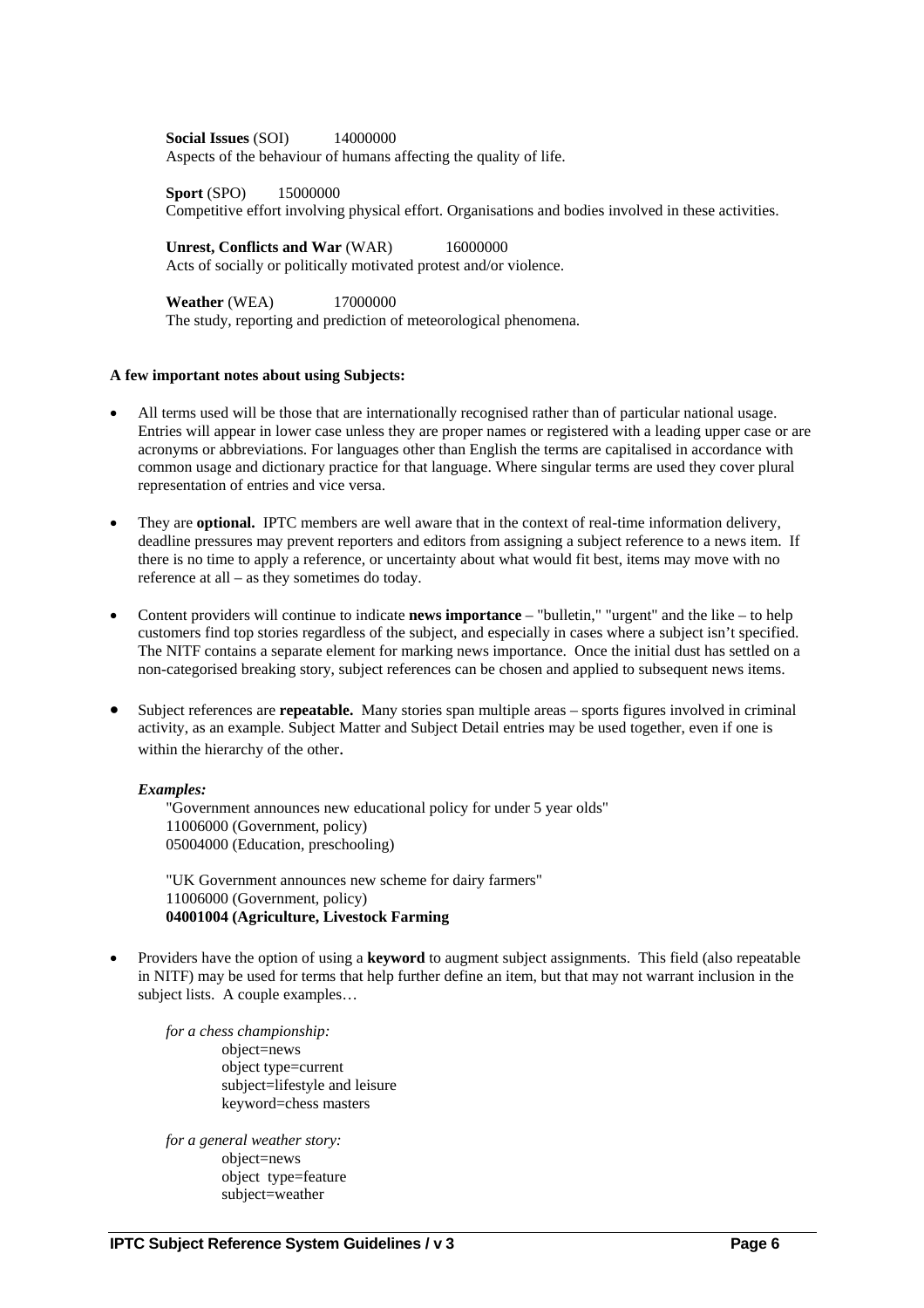**Social Issues** (SOI) 14000000
Aspects of the behaviour of humans affecting the quality of life.

**Sport** (SPO) 15000000
Competitive effort involving physical effort. Organisations and bodies involved in these activities.

**Unrest, Conflicts and War** (WAR) 16000000
Acts of socially or politically motivated protest and/or violence.

**Weather** (WEA) 17000000
The study, reporting and prediction of meteorological phenomena.

**A few important notes about using Subjects:**

- All terms used will be those that are internationally recognised rather than of particular national usage. Entries will appear in lower case unless they are proper names or registered with a leading upper case or are acronyms or abbreviations. For languages other than English the terms are capitalised in accordance with common usage and dictionary practice for that language. Where singular terms are used they cover plural representation of entries and vice versa.

- They are **optional.** IPTC members are well aware that in the context of real-time information delivery, deadline pressures may prevent reporters and editors from assigning a subject reference to a news item. If there is no time to apply a reference, or uncertainty about what would fit best, items may move with no reference at all – as they sometimes do today.

- Content providers will continue to indicate **news importance** – "bulletin," "urgent" and the like – to help customers find top stories regardless of the subject, and especially in cases where a subject isn't specified. The NITF contains a separate element for marking news importance. Once the initial dust has settled on a non-categorised breaking story, subject references can be chosen and applied to subsequent news items.

- Subject references are **repeatable.** Many stories span multiple areas – sports figures involved in criminal activity, as an example. Subject Matter and Subject Detail entries may be used together, even if one is within the hierarchy of the other.

  ***Examples:***

  "Government announces new educational policy for under 5 year olds"
  11006000 (Government, policy)
  05004000 (Education, preschooling)

  "UK Government announces new scheme for dairy farmers"
  11006000 (Government, policy)
  **04001004 (Agriculture, Livestock Farming**

- Providers have the option of using a **keyword** to augment subject assignments. This field (also repeatable in NITF) may be used for terms that help further define an item, but that may not warrant inclusion in the subject lists. A couple examples…

  *for a chess championship:*
  object=news
  object type=current
  subject=lifestyle and leisure
  keyword=chess masters

  *for a general weather story:*
  object=news
  object type=feature
  subject=weather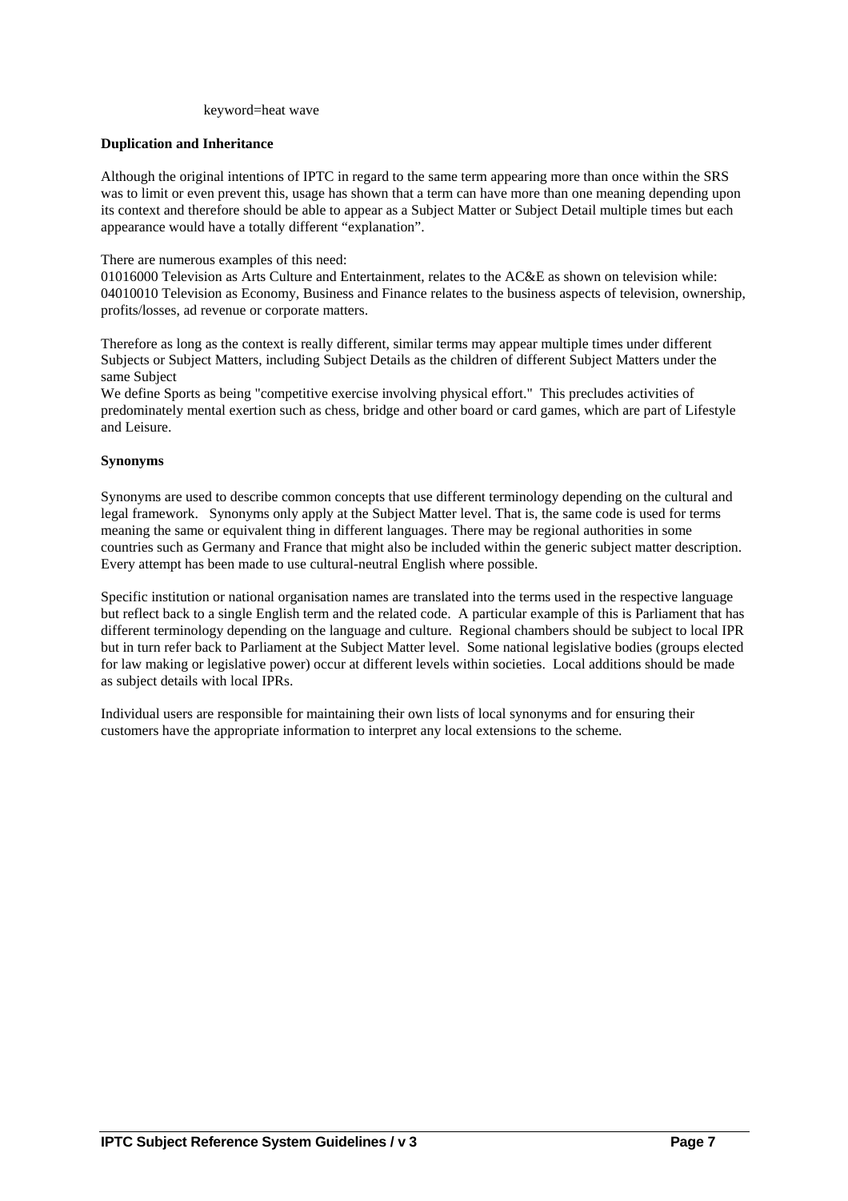keyword=heat wave

**Duplication and Inheritance**

Although the original intentions of IPTC in regard to the same term appearing more than once within the SRS was to limit or even prevent this, usage has shown that a term can have more than one meaning depending upon its context and therefore should be able to appear as a Subject Matter or Subject Detail multiple times but each appearance would have a totally different "explanation".

There are numerous examples of this need:
01016000 Television as Arts Culture and Entertainment, relates to the AC&E as shown on television while:
04010010 Television as Economy, Business and Finance relates to the business aspects of television, ownership, profits/losses, ad revenue or corporate matters.

Therefore as long as the context is really different, similar terms may appear multiple times under different Subjects or Subject Matters, including Subject Details as the children of different Subject Matters under the same Subject
We define Sports as being "competitive exercise involving physical effort." This precludes activities of predominately mental exertion such as chess, bridge and other board or card games, which are part of Lifestyle and Leisure.

**Synonyms**

Synonyms are used to describe common concepts that use different terminology depending on the cultural and legal framework. Synonyms only apply at the Subject Matter level. That is, the same code is used for terms meaning the same or equivalent thing in different languages. There may be regional authorities in some countries such as Germany and France that might also be included within the generic subject matter description. Every attempt has been made to use cultural-neutral English where possible.

Specific institution or national organisation names are translated into the terms used in the respective language but reflect back to a single English term and the related code. A particular example of this is Parliament that has different terminology depending on the language and culture. Regional chambers should be subject to local IPR but in turn refer back to Parliament at the Subject Matter level. Some national legislative bodies (groups elected for law making or legislative power) occur at different levels within societies. Local additions should be made as subject details with local IPRs.

Individual users are responsible for maintaining their own lists of local synonyms and for ensuring their customers have the appropriate information to interpret any local extensions to the scheme.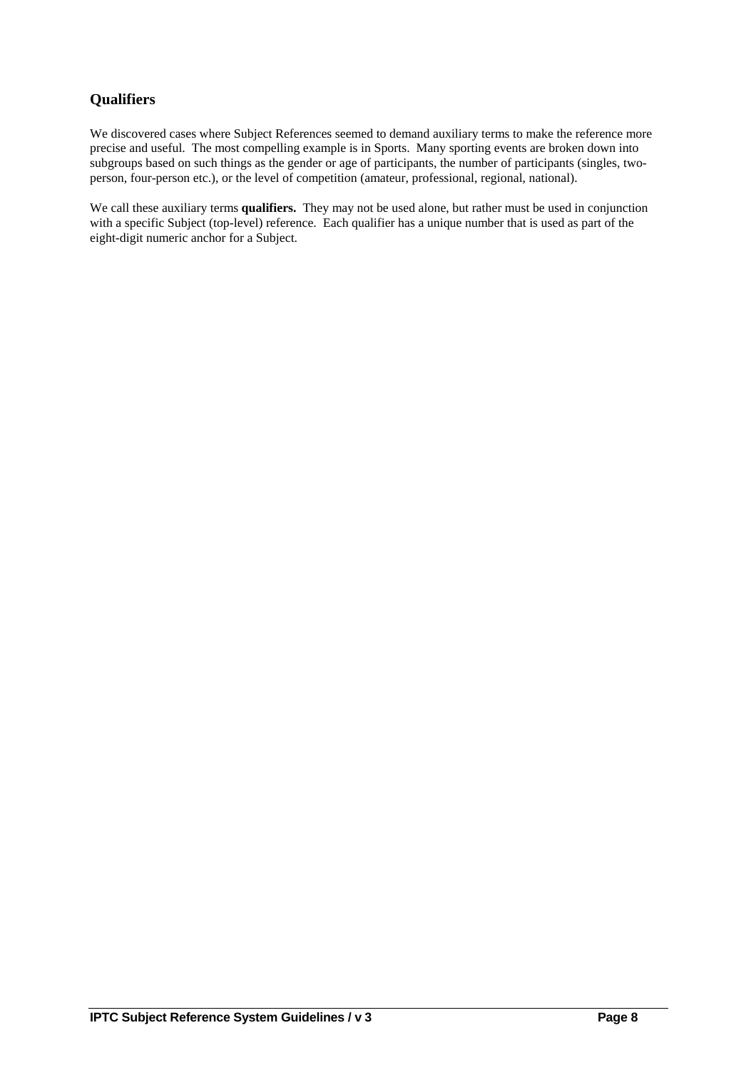## Qualifiers

We discovered cases where Subject References seemed to demand auxiliary terms to make the reference more precise and useful. The most compelling example is in Sports. Many sporting events are broken down into subgroups based on such things as the gender or age of participants, the number of participants (singles, two-person, four-person etc.), or the level of competition (amateur, professional, regional, national).

We call these auxiliary terms **qualifiers.** They may not be used alone, but rather must be used in conjunction with a specific Subject (top-level) reference. Each qualifier has a unique number that is used as part of the eight-digit numeric anchor for a Subject.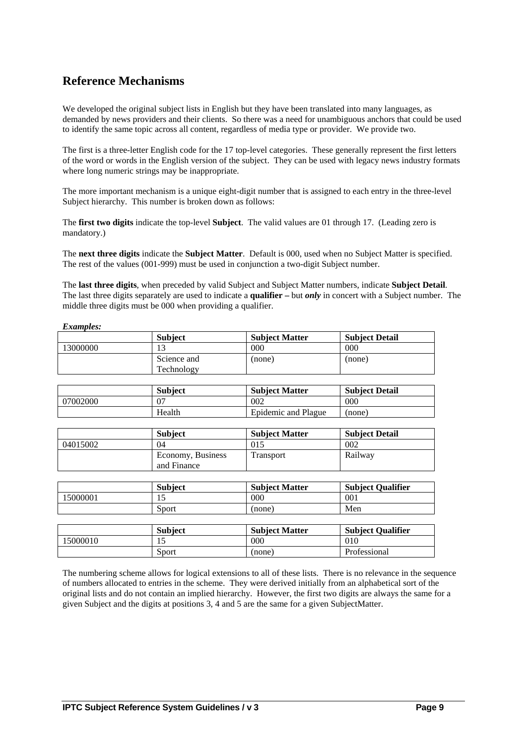## Reference Mechanisms

We developed the original subject lists in English but they have been translated into many languages, as demanded by news providers and their clients. So there was a need for unambiguous anchors that could be used to identify the same topic across all content, regardless of media type or provider. We provide two.

The first is a three-letter English code for the 17 top-level categories. These generally represent the first letters of the word or words in the English version of the subject. They can be used with legacy news industry formats where long numeric strings may be inappropriate.

The more important mechanism is a unique eight-digit number that is assigned to each entry in the three-level Subject hierarchy. This number is broken down as follows:

The **first two digits** indicate the top-level **Subject**. The valid values are 01 through 17. (Leading zero is mandatory.)

The **next three digits** indicate the **Subject Matter**. Default is 000, used when no Subject Matter is specified. The rest of the values (001-999) must be used in conjunction a two-digit Subject number.

The **last three digits**, when preceded by valid Subject and Subject Matter numbers, indicate **Subject Detail**. The last three digits separately are used to indicate a **qualifier –** but ***only*** in concert with a Subject number. The middle three digits must be 000 when providing a qualifier.

***Examples:***

| | **Subject** | **Subject Matter** | **Subject Detail** |
|---|---|---|---|
| 13000000 | 13 | 000 | 000 |
| | Science and Technology | (none) | (none) |

| | **Subject** | **Subject Matter** | **Subject Detail** |
|---|---|---|---|
| 07002000 | 07 | 002 | 000 |
| | Health | Epidemic and Plague | (none) |

| | **Subject** | **Subject Matter** | **Subject Detail** |
|---|---|---|---|
| 04015002 | 04 | 015 | 002 |
| | Economy, Business and Finance | Transport | Railway |

| | **Subject** | **Subject Matter** | **Subject Qualifier** |
|---|---|---|---|
| 15000001 | 15 | 000 | 001 |
| | Sport | (none) | Men |

| | **Subject** | **Subject Matter** | **Subject Qualifier** |
|---|---|---|---|
| 15000010 | 15 | 000 | 010 |
| | Sport | (none) | Professional |

The numbering scheme allows for logical extensions to all of these lists. There is no relevance in the sequence of numbers allocated to entries in the scheme. They were derived initially from an alphabetical sort of the original lists and do not contain an implied hierarchy. However, the first two digits are always the same for a given Subject and the digits at positions 3, 4 and 5 are the same for a given SubjectMatter.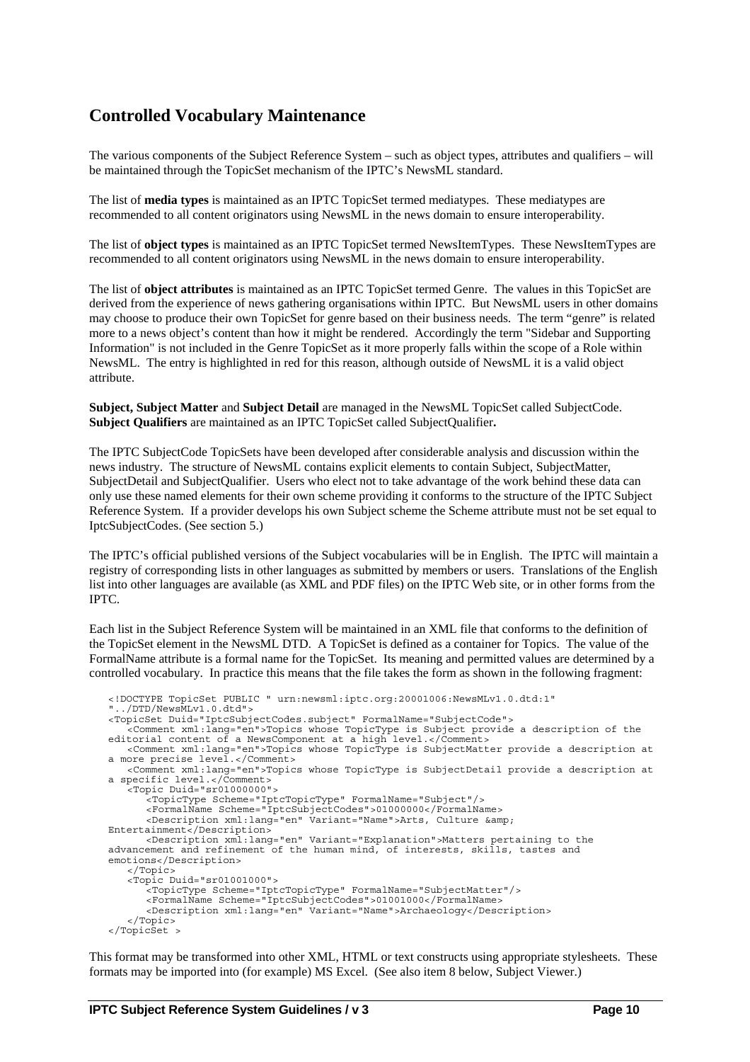## Controlled Vocabulary Maintenance

The various components of the Subject Reference System – such as object types, attributes and qualifiers – will be maintained through the TopicSet mechanism of the IPTC's NewsML standard.

The list of **media types** is maintained as an IPTC TopicSet termed mediatypes. These mediatypes are recommended to all content originators using NewsML in the news domain to ensure interoperability.

The list of **object types** is maintained as an IPTC TopicSet termed NewsItemTypes. These NewsItemTypes are recommended to all content originators using NewsML in the news domain to ensure interoperability.

The list of **object attributes** is maintained as an IPTC TopicSet termed Genre. The values in this TopicSet are derived from the experience of news gathering organisations within IPTC. But NewsML users in other domains may choose to produce their own TopicSet for genre based on their business needs. The term "genre" is related more to a news object's content than how it might be rendered. Accordingly the term "Sidebar and Supporting Information" is not included in the Genre TopicSet as it more properly falls within the scope of a Role within NewsML. The entry is highlighted in red for this reason, although outside of NewsML it is a valid object attribute.

**Subject, Subject Matter** and **Subject Detail** are managed in the NewsML TopicSet called SubjectCode. **Subject Qualifiers** are maintained as an IPTC TopicSet called SubjectQualifier**.**

The IPTC SubjectCode TopicSets have been developed after considerable analysis and discussion within the news industry. The structure of NewsML contains explicit elements to contain Subject, SubjectMatter, SubjectDetail and SubjectQualifier. Users who elect not to take advantage of the work behind these data can only use these named elements for their own scheme providing it conforms to the structure of the IPTC Subject Reference System. If a provider develops his own Subject scheme the Scheme attribute must not be set equal to IptcSubjectCodes. (See section 5.)

The IPTC's official published versions of the Subject vocabularies will be in English. The IPTC will maintain a registry of corresponding lists in other languages as submitted by members or users. Translations of the English list into other languages are available (as XML and PDF files) on the IPTC Web site, or in other forms from the IPTC.

Each list in the Subject Reference System will be maintained in an XML file that conforms to the definition of the TopicSet element in the NewsML DTD. A TopicSet is defined as a container for Topics. The value of the FormalName attribute is a formal name for the TopicSet. Its meaning and permitted values are determined by a controlled vocabulary. In practice this means that the file takes the form as shown in the following fragment:

```
<!DOCTYPE TopicSet PUBLIC " urn:newsml:iptc.org:20001006:NewsMLv1.0.dtd:1"
"../DTD/NewsMLv1.0.dtd">
<TopicSet Duid="IptcSubjectCodes.subject" FormalName="SubjectCode">
   <Comment xml:lang="en">Topics whose TopicType is Subject provide a description of the
editorial content of a NewsComponent at a high level.</Comment>
   <Comment xml:lang="en">Topics whose TopicType is SubjectMatter provide a description at
a more precise level.</Comment>
   <Comment xml:lang="en">Topics whose TopicType is SubjectDetail provide a description at
a specific level.</Comment>
   <Topic Duid="sr01000000">
      <TopicType Scheme="IptcTopicType" FormalName="Subject"/>
      <FormalName Scheme="IptcSubjectCodes">01000000</FormalName>
      <Description xml:lang="en" Variant="Name">Arts, Culture &amp;
Entertainment</Description>
      <Description xml:lang="en" Variant="Explanation">Matters pertaining to the
advancement and refinement of the human mind, of interests, skills, tastes and
emotions</Description>
   </Topic>
   <Topic Duid="sr01001000">
      <TopicType Scheme="IptcTopicType" FormalName="SubjectMatter"/>
      <FormalName Scheme="IptcSubjectCodes">01001000</FormalName>
      <Description xml:lang="en" Variant="Name">Archaeology</Description>
   </Topic>
</TopicSet >
```

This format may be transformed into other XML, HTML or text constructs using appropriate stylesheets. These formats may be imported into (for example) MS Excel. (See also item 8 below, Subject Viewer.)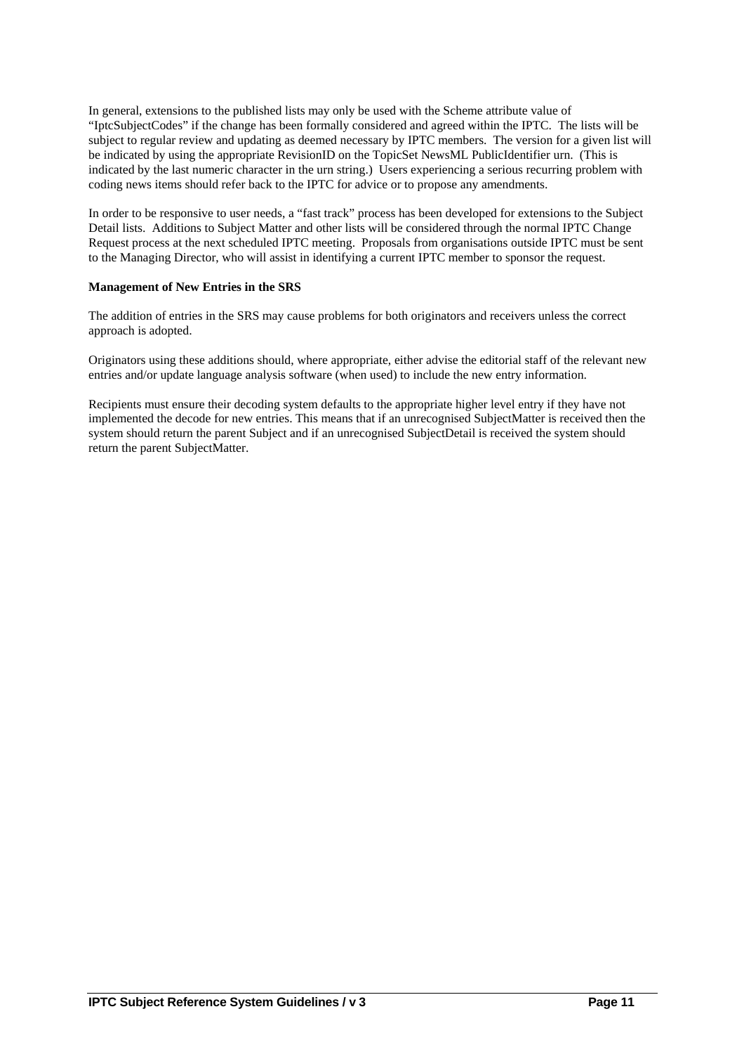In general, extensions to the published lists may only be used with the Scheme attribute value of "IptcSubjectCodes" if the change has been formally considered and agreed within the IPTC. The lists will be subject to regular review and updating as deemed necessary by IPTC members. The version for a given list will be indicated by using the appropriate RevisionID on the TopicSet NewsML PublicIdentifier urn. (This is indicated by the last numeric character in the urn string.) Users experiencing a serious recurring problem with coding news items should refer back to the IPTC for advice or to propose any amendments.

In order to be responsive to user needs, a "fast track" process has been developed for extensions to the Subject Detail lists. Additions to Subject Matter and other lists will be considered through the normal IPTC Change Request process at the next scheduled IPTC meeting. Proposals from organisations outside IPTC must be sent to the Managing Director, who will assist in identifying a current IPTC member to sponsor the request.

**Management of New Entries in the SRS**

The addition of entries in the SRS may cause problems for both originators and receivers unless the correct approach is adopted.

Originators using these additions should, where appropriate, either advise the editorial staff of the relevant new entries and/or update language analysis software (when used) to include the new entry information.

Recipients must ensure their decoding system defaults to the appropriate higher level entry if they have not implemented the decode for new entries. This means that if an unrecognised SubjectMatter is received then the system should return the parent Subject and if an unrecognised SubjectDetail is received the system should return the parent SubjectMatter.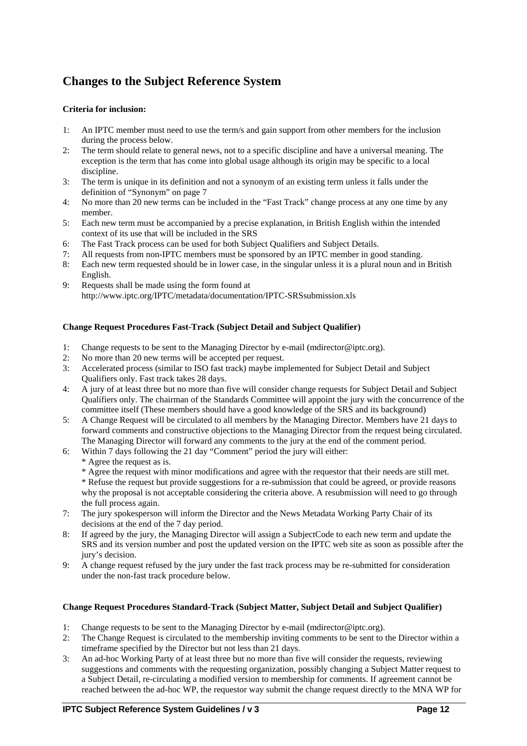## Changes to the Subject Reference System

**Criteria for inclusion:**

1: An IPTC member must need to use the term/s and gain support from other members for the inclusion during the process below.
2: The term should relate to general news, not to a specific discipline and have a universal meaning. The exception is the term that has come into global usage although its origin may be specific to a local discipline.
3: The term is unique in its definition and not a synonym of an existing term unless it falls under the definition of "Synonym" on page 7
4: No more than 20 new terms can be included in the "Fast Track" change process at any one time by any member.
5: Each new term must be accompanied by a precise explanation, in British English within the intended context of its use that will be included in the SRS
6: The Fast Track process can be used for both Subject Qualifiers and Subject Details.
7: All requests from non-IPTC members must be sponsored by an IPTC member in good standing.
8: Each new term requested should be in lower case, in the singular unless it is a plural noun and in British English.
9: Requests shall be made using the form found at http://www.iptc.org/IPTC/metadata/documentation/IPTC-SRSsubmission.xls

**Change Request Procedures Fast-Track (Subject Detail and Subject Qualifier)**

1: Change requests to be sent to the Managing Director by e-mail (mdirector@iptc.org).
2: No more than 20 new terms will be accepted per request.
3: Accelerated process (similar to ISO fast track) maybe implemented for Subject Detail and Subject Qualifiers only. Fast track takes 28 days.
4: A jury of at least three but no more than five will consider change requests for Subject Detail and Subject Qualifiers only. The chairman of the Standards Committee will appoint the jury with the concurrence of the committee itself (These members should have a good knowledge of the SRS and its background)
5: A Change Request will be circulated to all members by the Managing Director. Members have 21 days to forward comments and constructive objections to the Managing Director from the request being circulated. The Managing Director will forward any comments to the jury at the end of the comment period.
6: Within 7 days following the 21 day "Comment" period the jury will either:
 * Agree the request as is.
 * Agree the request with minor modifications and agree with the requestor that their needs are still met.
 * Refuse the request but provide suggestions for a re-submission that could be agreed, or provide reasons why the proposal is not acceptable considering the criteria above. A resubmission will need to go through the full process again.
7: The jury spokesperson will inform the Director and the News Metadata Working Party Chair of its decisions at the end of the 7 day period.
8: If agreed by the jury, the Managing Director will assign a SubjectCode to each new term and update the SRS and its version number and post the updated version on the IPTC web site as soon as possible after the jury's decision.
9: A change request refused by the jury under the fast track process may be re-submitted for consideration under the non-fast track procedure below.

**Change Request Procedures Standard-Track (Subject Matter, Subject Detail and Subject Qualifier)**

1: Change requests to be sent to the Managing Director by e-mail (mdirector@iptc.org).
2: The Change Request is circulated to the membership inviting comments to be sent to the Director within a timeframe specified by the Director but not less than 21 days.
3: An ad-hoc Working Party of at least three but no more than five will consider the requests, reviewing suggestions and comments with the requesting organization, possibly changing a Subject Matter request to a Subject Detail, re-circulating a modified version to membership for comments. If agreement cannot be reached between the ad-hoc WP, the requestor way submit the change request directly to the MNA WP for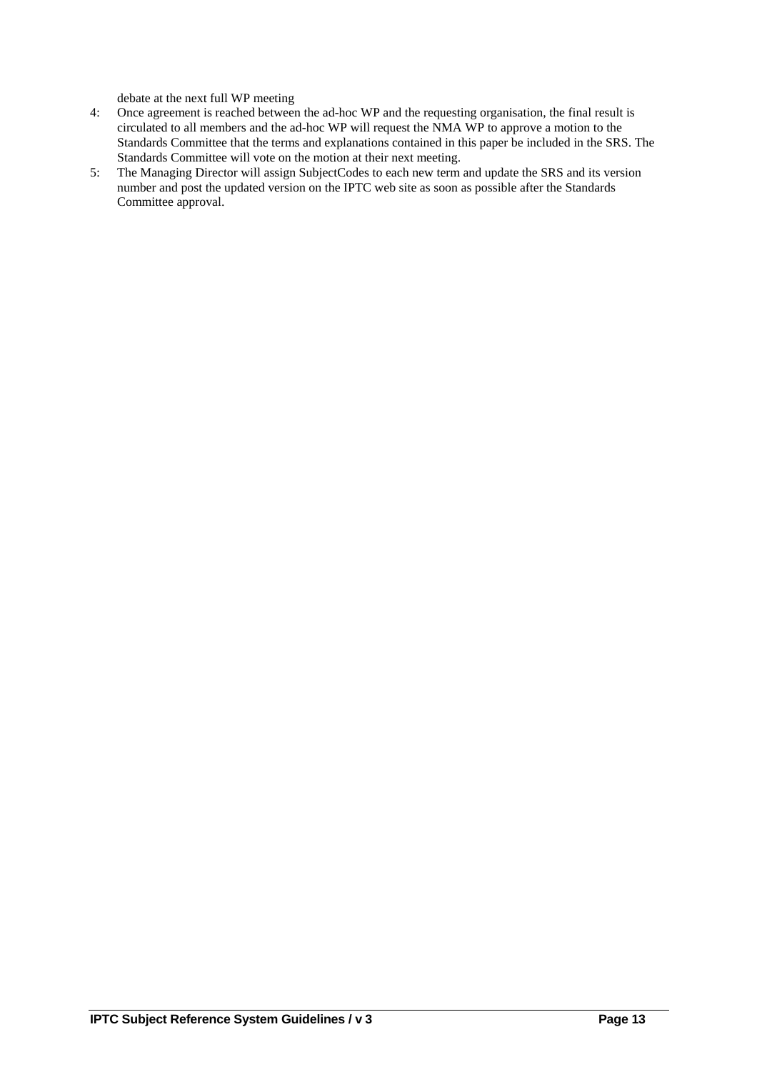debate at the next full WP meeting

4: Once agreement is reached between the ad-hoc WP and the requesting organisation, the final result is circulated to all members and the ad-hoc WP will request the NMA WP to approve a motion to the Standards Committee that the terms and explanations contained in this paper be included in the SRS. The Standards Committee will vote on the motion at their next meeting.

5: The Managing Director will assign SubjectCodes to each new term and update the SRS and its version number and post the updated version on the IPTC web site as soon as possible after the Standards Committee approval.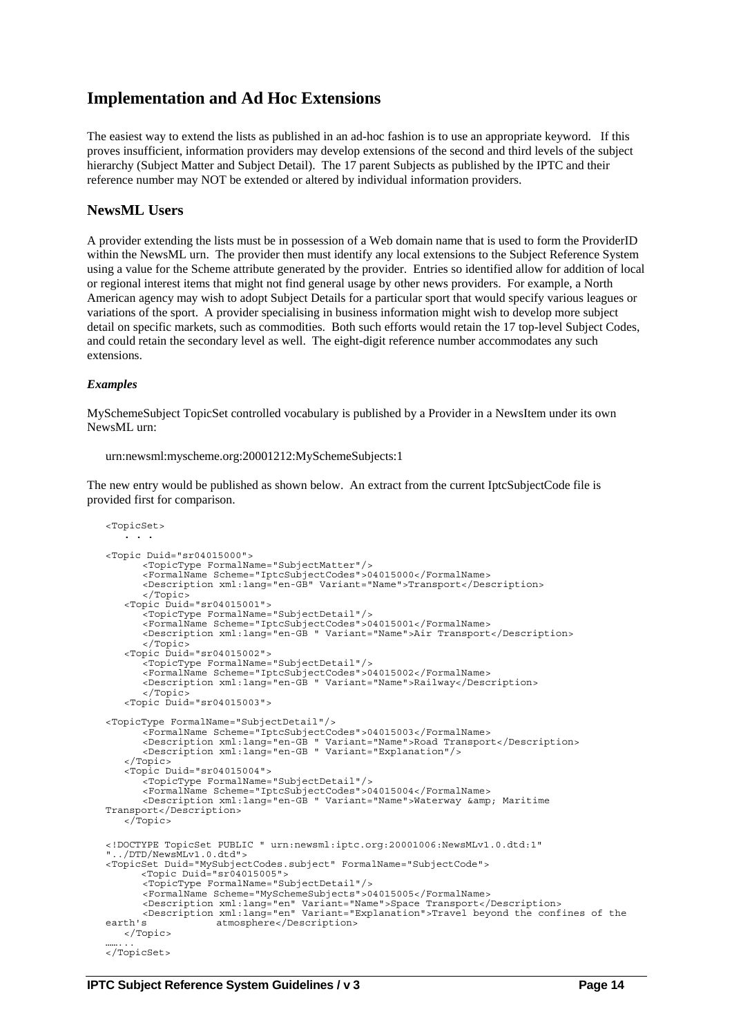# Implementation and Ad Hoc Extensions

The easiest way to extend the lists as published in an ad-hoc fashion is to use an appropriate keyword. If this proves insufficient, information providers may develop extensions of the second and third levels of the subject hierarchy (Subject Matter and Subject Detail). The 17 parent Subjects as published by the IPTC and their reference number may NOT be extended or altered by individual information providers.

## NewsML Users

A provider extending the lists must be in possession of a Web domain name that is used to form the ProviderID within the NewsML urn. The provider then must identify any local extensions to the Subject Reference System using a value for the Scheme attribute generated by the provider. Entries so identified allow for addition of local or regional interest items that might not find general usage by other news providers. For example, a North American agency may wish to adopt Subject Details for a particular sport that would specify various leagues or variations of the sport. A provider specialising in business information might wish to develop more subject detail on specific markets, such as commodities. Both such efforts would retain the 17 top-level Subject Codes, and could retain the secondary level as well. The eight-digit reference number accommodates any such extensions.

### *Examples*

MySchemeSubject TopicSet controlled vocabulary is published by a Provider in a NewsItem under its own NewsML urn:

urn:newsml:myscheme.org:20001212:MySchemeSubjects:1

The new entry would be published as shown below. An extract from the current IptcSubjectCode file is provided first for comparison.

```
<TopicSet>
   . . .
<Topic Duid="sr04015000">
      <TopicType FormalName="SubjectMatter"/>
      <FormalName Scheme="IptcSubjectCodes">04015000</FormalName>
      <Description xml:lang="en-GB" Variant="Name">Transport</Description>
      </Topic>
   <Topic Duid="sr04015001">
      <TopicType FormalName="SubjectDetail"/>
      <FormalName Scheme="IptcSubjectCodes">04015001</FormalName>
      <Description xml:lang="en-GB " Variant="Name">Air Transport</Description>
      </Topic>
   <Topic Duid="sr04015002">
      <TopicType FormalName="SubjectDetail"/>
      <FormalName Scheme="IptcSubjectCodes">04015002</FormalName>
      <Description xml:lang="en-GB " Variant="Name">Railway</Description>
      </Topic>
   <Topic Duid="sr04015003">

<TopicType FormalName="SubjectDetail"/>
      <FormalName Scheme="IptcSubjectCodes">04015003</FormalName>
      <Description xml:lang="en-GB " Variant="Name">Road Transport</Description>
      <Description xml:lang="en-GB " Variant="Explanation"/>
   </Topic>
   <Topic Duid="sr04015004">
      <TopicType FormalName="SubjectDetail"/>
      <FormalName Scheme="IptcSubjectCodes">04015004</FormalName>
      <Description xml:lang="en-GB " Variant="Name">Waterway &amp; Maritime
Transport</Description>
   </Topic>

<!DOCTYPE TopicSet PUBLIC " urn:newsml:iptc.org:20001006:NewsMLv1.0.dtd:1"
"../DTD/NewsMLv1.0.dtd">
<TopicSet Duid="MySubjectCodes.subject" FormalName="SubjectCode">
      <Topic Duid="sr04015005">
      <TopicType FormalName="SubjectDetail"/>
      <FormalName Scheme="MySchemeSubjects">04015005</FormalName>
      <Description xml:lang="en" Variant="Name">Space Transport</Description>
      <Description xml:lang="en" Variant="Explanation">Travel beyond the confines of the
earth's            atmosphere</Description>
   </Topic>
……...
</TopicSet>
```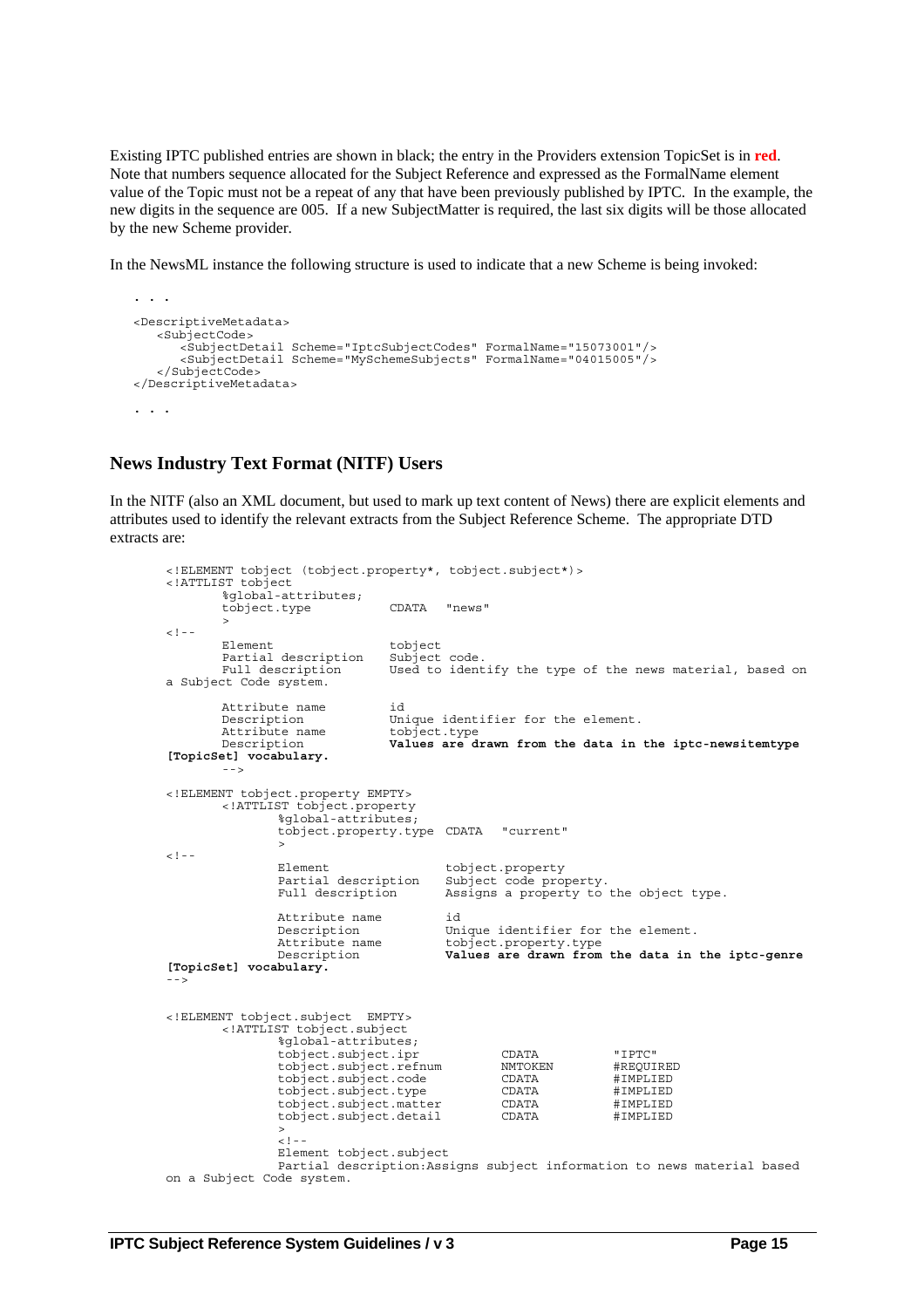Existing IPTC published entries are shown in black; the entry in the Providers extension TopicSet is in **red**. Note that numbers sequence allocated for the Subject Reference and expressed as the FormalName element value of the Topic must not be a repeat of any that have been previously published by IPTC. In the example, the new digits in the sequence are 005. If a new SubjectMatter is required, the last six digits will be those allocated by the new Scheme provider.

In the NewsML instance the following structure is used to indicate that a new Scheme is being invoked:

```
. . .
<DescriptiveMetadata>
   <SubjectCode>
      <SubjectDetail Scheme="IptcSubjectCodes" FormalName="15073001"/>
      <SubjectDetail Scheme="MySchemeSubjects" FormalName="04015005"/>
   </SubjectCode>
</DescriptiveMetadata>
. . .
```

## News Industry Text Format (NITF) Users

In the NITF (also an XML document, but used to mark up text content of News) there are explicit elements and attributes used to identify the relevant extracts from the Subject Reference Scheme. The appropriate DTD extracts are:

```
<!ELEMENT tobject (tobject.property*, tobject.subject*)>
<!ATTLIST tobject
        %global-attributes;
        tobject.type          CDATA   "news"
        >
<!--
        Element               tobject
        Partial description   Subject code.
        Full description      Used to identify the type of the news material, based on
a Subject Code system.

        Attribute name        id
        Description           Unique identifier for the element.
        Attribute name        tobject.type
        Description           Values are drawn from the data in the iptc-newsitemtype
[TopicSet] vocabulary.
        -->

<!ELEMENT tobject.property EMPTY>
        <!ATTLIST tobject.property
                %global-attributes;
                tobject.property.type  CDATA   "current"
                >
<!--
                Element                tobject.property
                Partial description    Subject code property.
                Full description       Assigns a property to the object type.

                Attribute name         id
                Description            Unique identifier for the element.
                Attribute name         tobject.property.type
                Description            Values are drawn from the data in the iptc-genre
[TopicSet] vocabulary.
-->


<!ELEMENT tobject.subject  EMPTY>
        <!ATTLIST tobject.subject
                %global-attributes;
                tobject.subject.ipr           CDATA         "IPTC"
                tobject.subject.refnum        NMTOKEN       #REQUIRED
                tobject.subject.code          CDATA         #IMPLIED
                tobject.subject.type          CDATA         #IMPLIED
                tobject.subject.matter        CDATA         #IMPLIED
                tobject.subject.detail        CDATA         #IMPLIED
                >
                <!--
                Element tobject.subject
                Partial description:Assigns subject information to news material based
on a Subject Code system.
```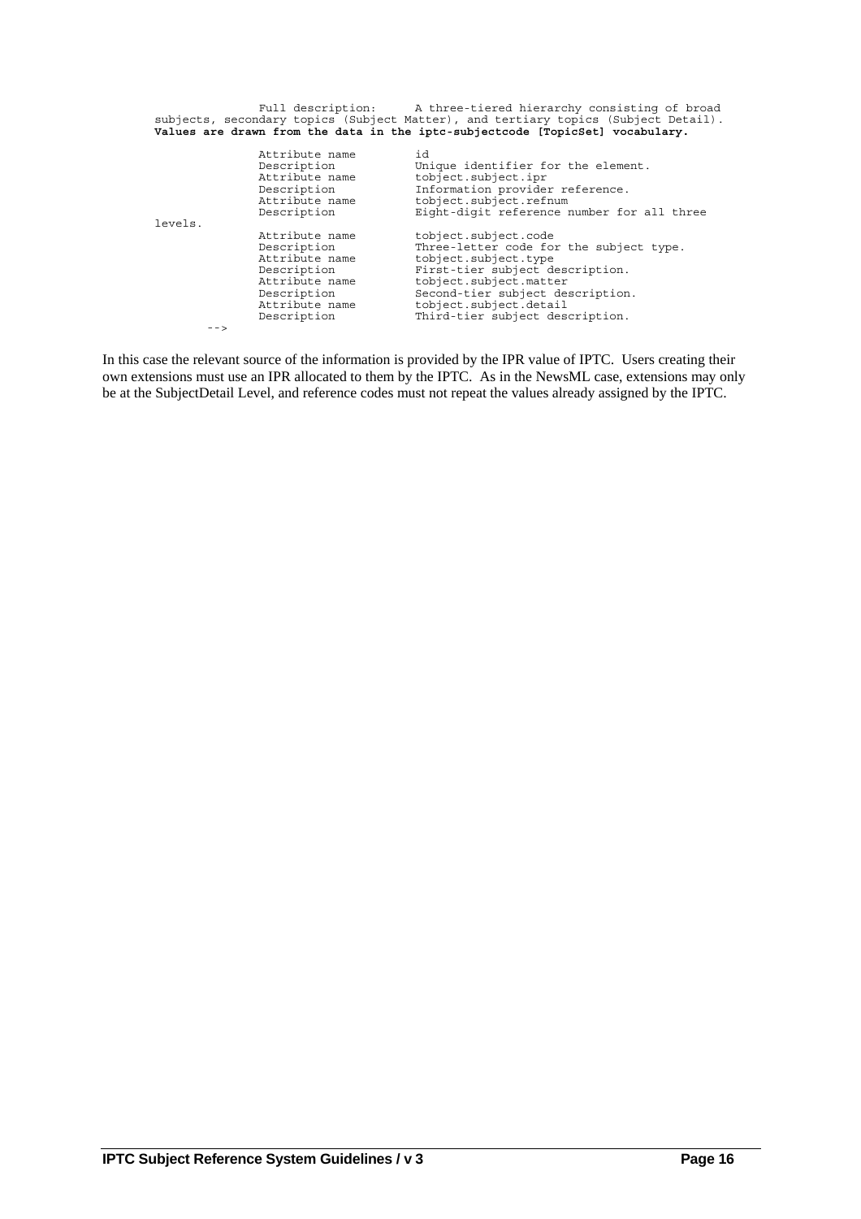```
            Full description:     A three-tiered hierarchy consisting of broad
subjects, secondary topics (Subject Matter), and tertiary topics (Subject Detail).
Values are drawn from the data in the iptc-subjectcode [TopicSet] vocabulary.

            Attribute name        id
            Description           Unique identifier for the element.
            Attribute name        tobject.subject.ipr
            Description           Information provider reference.
            Attribute name        tobject.subject.refnum
            Description           Eight-digit reference number for all three
levels.
            Attribute name        tobject.subject.code
            Description           Three-letter code for the subject type.
            Attribute name        tobject.subject.type
            Description           First-tier subject description.
            Attribute name        tobject.subject.matter
            Description           Second-tier subject description.
            Attribute name        tobject.subject.detail
            Description           Third-tier subject description.
    -->
```

In this case the relevant source of the information is provided by the IPR value of IPTC. Users creating their own extensions must use an IPR allocated to them by the IPTC. As in the NewsML case, extensions may only be at the SubjectDetail Level, and reference codes must not repeat the values already assigned by the IPTC.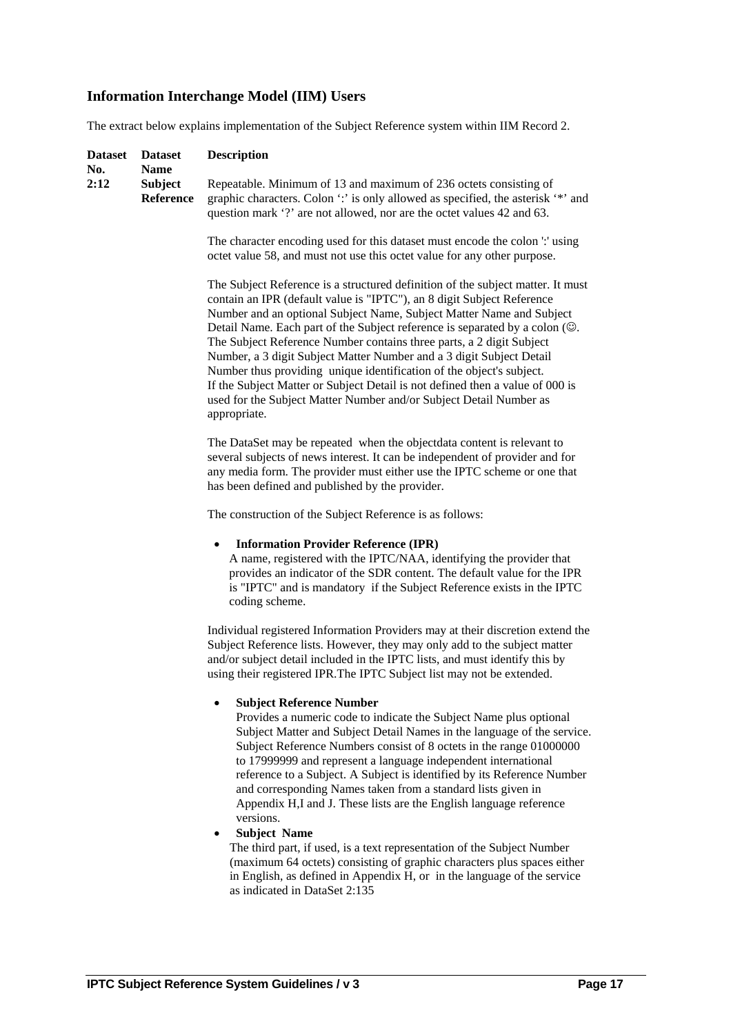## Information Interchange Model (IIM) Users

The extract below explains implementation of the Subject Reference system within IIM Record 2.

| Dataset No. | Dataset Name | Description |
|---|---|---|
| 2:12 | Subject Reference | Repeatable. Minimum of 13 and maximum of 236 octets consisting of graphic characters. Colon ':' is only allowed as specified, the asterisk '*' and question mark '?' are not allowed, nor are the octet values 42 and 63. |

The character encoding used for this dataset must encode the colon ':' using octet value 58, and must not use this octet value for any other purpose.

The Subject Reference is a structured definition of the subject matter. It must contain an IPR (default value is "IPTC"), an 8 digit Subject Reference Number and an optional Subject Name, Subject Matter Name and Subject Detail Name. Each part of the Subject reference is separated by a colon (☺. The Subject Reference Number contains three parts, a 2 digit Subject Number, a 3 digit Subject Matter Number and a 3 digit Subject Detail Number thus providing unique identification of the object's subject. If the Subject Matter or Subject Detail is not defined then a value of 000 is used for the Subject Matter Number and/or Subject Detail Number as appropriate.

The DataSet may be repeated when the objectdata content is relevant to several subjects of news interest. It can be independent of provider and for any media form. The provider must either use the IPTC scheme or one that has been defined and published by the provider.

The construction of the Subject Reference is as follows:

- **Information Provider Reference (IPR)**
  A name, registered with the IPTC/NAA, identifying the provider that provides an indicator of the SDR content. The default value for the IPR is "IPTC" and is mandatory if the Subject Reference exists in the IPTC coding scheme.

Individual registered Information Providers may at their discretion extend the Subject Reference lists. However, they may only add to the subject matter and/or subject detail included in the IPTC lists, and must identify this by using their registered IPR.The IPTC Subject list may not be extended.

- **Subject Reference Number**
  Provides a numeric code to indicate the Subject Name plus optional Subject Matter and Subject Detail Names in the language of the service. Subject Reference Numbers consist of 8 octets in the range 01000000 to 17999999 and represent a language independent international reference to a Subject. A Subject is identified by its Reference Number and corresponding Names taken from a standard lists given in Appendix H,I and J. These lists are the English language reference versions.
- **Subject Name**
  The third part, if used, is a text representation of the Subject Number (maximum 64 octets) consisting of graphic characters plus spaces either in English, as defined in Appendix H, or in the language of the service as indicated in DataSet 2:135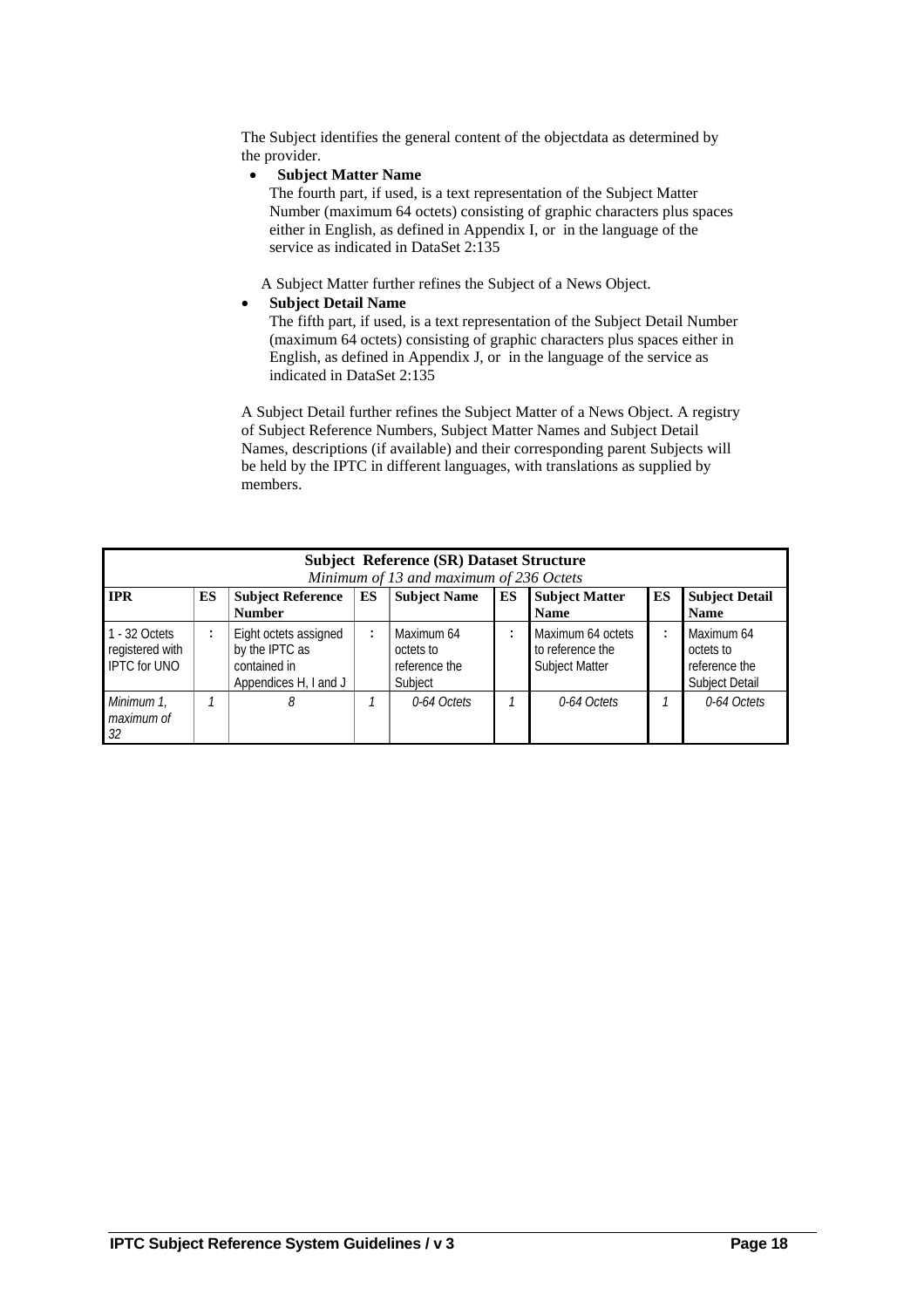The Subject identifies the general content of the objectdata as determined by the provider.

- **Subject Matter Name**
  The fourth part, if used, is a text representation of the Subject Matter Number (maximum 64 octets) consisting of graphic characters plus spaces either in English, as defined in Appendix I, or in the language of the service as indicated in DataSet 2:135

A Subject Matter further refines the Subject of a News Object.

- **Subject Detail Name**
  The fifth part, if used, is a text representation of the Subject Detail Number (maximum 64 octets) consisting of graphic characters plus spaces either in English, as defined in Appendix J, or in the language of the service as indicated in DataSet 2:135

A Subject Detail further refines the Subject Matter of a News Object. A registry of Subject Reference Numbers, Subject Matter Names and Subject Detail Names, descriptions (if available) and their corresponding parent Subjects will be held by the IPTC in different languages, with translations as supplied by members.

| **Subject Reference (SR) Dataset Structure** *Minimum of 13 and maximum of 236 Octets* | | | | | | | | |
|---|---|---|---|---|---|---|---|---|
| **IPR** | **ES** | **Subject Reference Number** | **ES** | **Subject Name** | **ES** | **Subject Matter Name** | **ES** | **Subject Detail Name** |
| 1 - 32 Octets registered with IPTC for UNO | : | Eight octets assigned by the IPTC as contained in Appendices H, I and J | : | Maximum 64 octets to reference the Subject | : | Maximum 64 octets to reference the Subject Matter | : | Maximum 64 octets to reference the Subject Detail |
| *Minimum 1, maximum of 32* | *1* | *8* | *1* | *0-64 Octets* | *1* | *0-64 Octets* | *1* | *0-64 Octets* |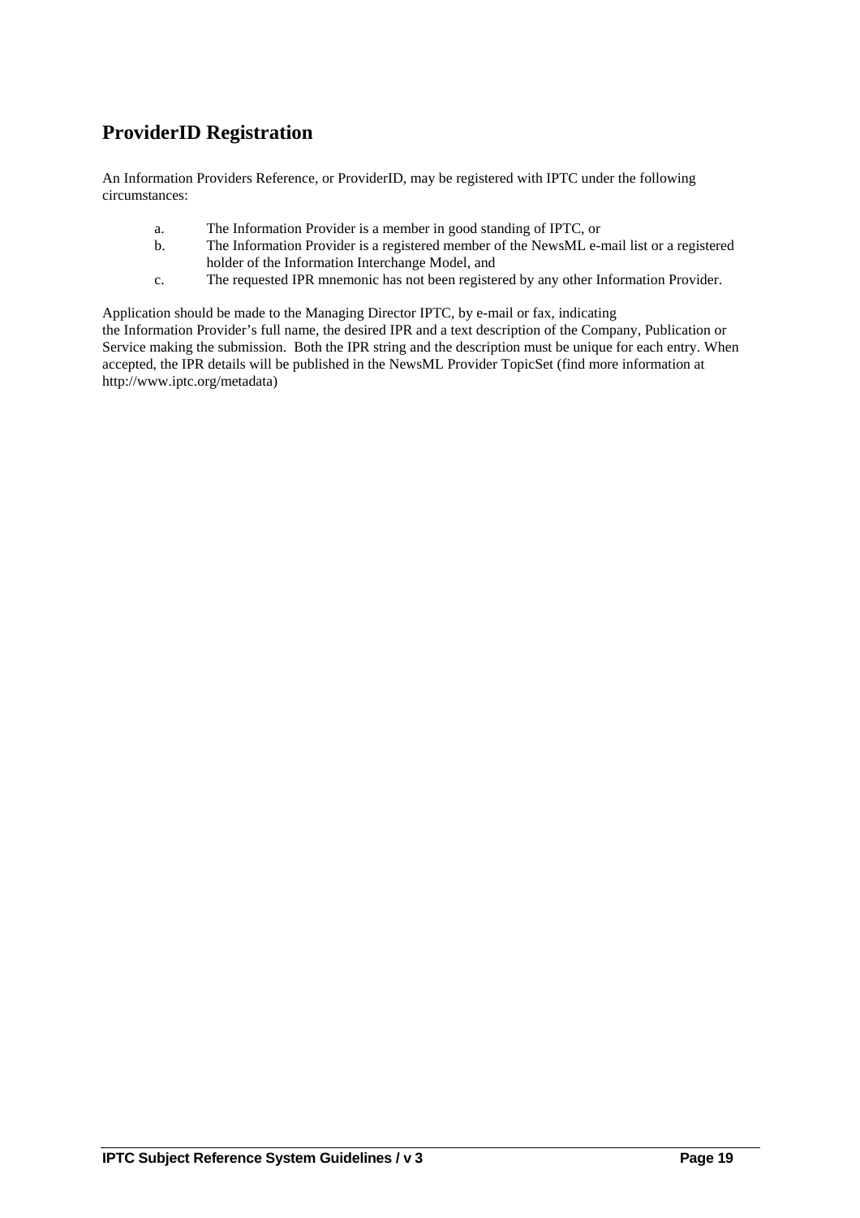## ProviderID Registration

An Information Providers Reference, or ProviderID, may be registered with IPTC under the following circumstances:

a. The Information Provider is a member in good standing of IPTC, or

b. The Information Provider is a registered member of the NewsML e-mail list or a registered holder of the Information Interchange Model, and

c. The requested IPR mnemonic has not been registered by any other Information Provider.

Application should be made to the Managing Director IPTC, by e-mail or fax, indicating the Information Provider's full name, the desired IPR and a text description of the Company, Publication or Service making the submission. Both the IPR string and the description must be unique for each entry. When accepted, the IPR details will be published in the NewsML Provider TopicSet (find more information at http://www.iptc.org/metadata)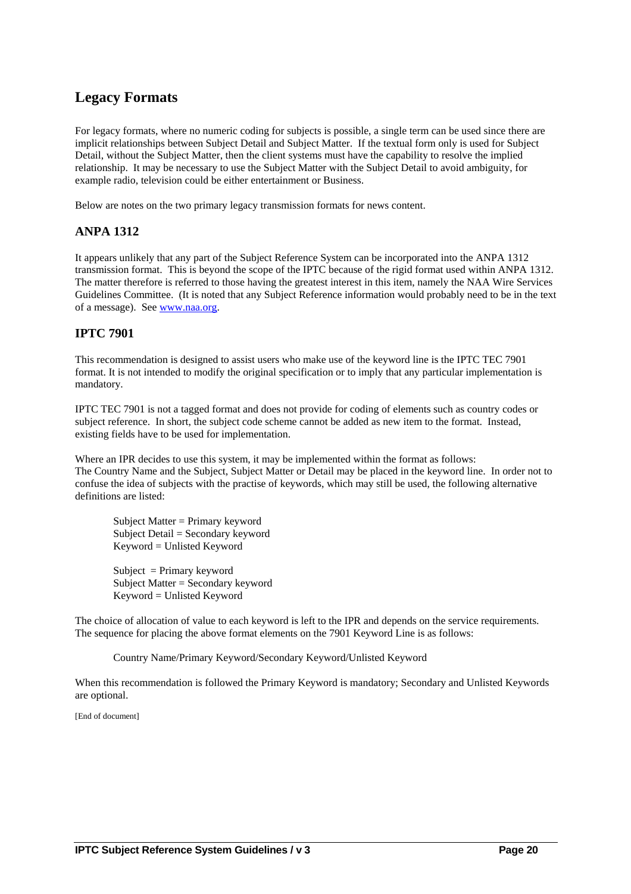## Legacy Formats

For legacy formats, where no numeric coding for subjects is possible, a single term can be used since there are implicit relationships between Subject Detail and Subject Matter. If the textual form only is used for Subject Detail, without the Subject Matter, then the client systems must have the capability to resolve the implied relationship. It may be necessary to use the Subject Matter with the Subject Detail to avoid ambiguity, for example radio, television could be either entertainment or Business.

Below are notes on the two primary legacy transmission formats for news content.

### ANPA 1312

It appears unlikely that any part of the Subject Reference System can be incorporated into the ANPA 1312 transmission format. This is beyond the scope of the IPTC because of the rigid format used within ANPA 1312. The matter therefore is referred to those having the greatest interest in this item, namely the NAA Wire Services Guidelines Committee. (It is noted that any Subject Reference information would probably need to be in the text of a message). See [www.naa.org](http://www.naa.org).

### IPTC 7901

This recommendation is designed to assist users who make use of the keyword line is the IPTC TEC 7901 format. It is not intended to modify the original specification or to imply that any particular implementation is mandatory.

IPTC TEC 7901 is not a tagged format and does not provide for coding of elements such as country codes or subject reference. In short, the subject code scheme cannot be added as new item to the format. Instead, existing fields have to be used for implementation.

Where an IPR decides to use this system, it may be implemented within the format as follows:
The Country Name and the Subject, Subject Matter or Detail may be placed in the keyword line. In order not to confuse the idea of subjects with the practise of keywords, which may still be used, the following alternative definitions are listed:

> Subject Matter = Primary keyword
> Subject Detail = Secondary keyword
> Keyword = Unlisted Keyword
>
> Subject = Primary keyword
> Subject Matter = Secondary keyword
> Keyword = Unlisted Keyword

The choice of allocation of value to each keyword is left to the IPR and depends on the service requirements.
The sequence for placing the above format elements on the 7901 Keyword Line is as follows:

> Country Name/Primary Keyword/Secondary Keyword/Unlisted Keyword

When this recommendation is followed the Primary Keyword is mandatory; Secondary and Unlisted Keywords are optional.

[End of document]